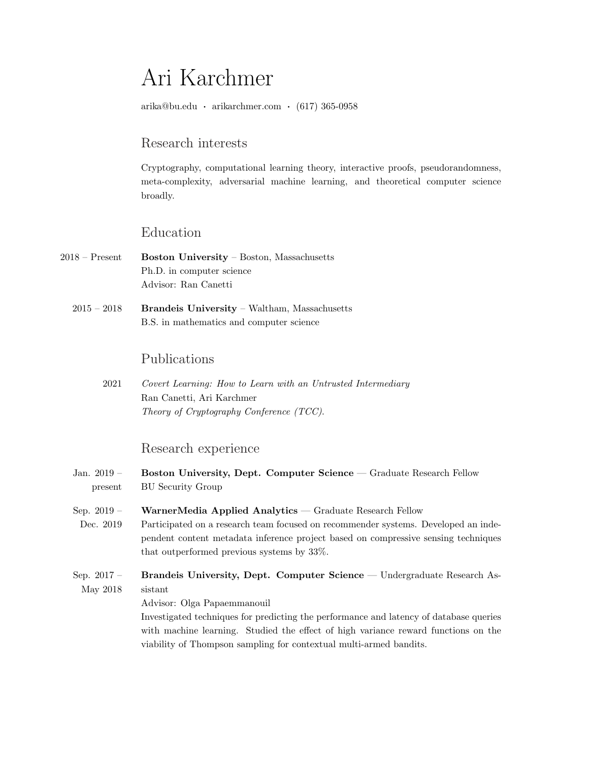# Ari Karchmer

arika@bu.edu · arikarchmer.com · (617) 365-0958

## Research interests

Cryptography, computational learning theory, interactive proofs, pseudorandomness, meta-complexity, adversarial machine learning, and theoretical computer science broadly.

## Education

2018 – Present **Boston University** – Boston, Massachusetts
Ph.D. in computer science
Advisor: Ran Canetti

2015 – 2018 **Brandeis University** – Waltham, Massachusetts
B.S. in mathematics and computer science

## Publications

2021 *Covert Learning: How to Learn with an Untrusted Intermediary*
Ran Canetti, Ari Karchmer
*Theory of Cryptography Conference (TCC).*

## Research experience

Jan. 2019 – present **Boston University, Dept. Computer Science** — Graduate Research Fellow
BU Security Group

Sep. 2019 – Dec. 2019 **WarnerMedia Applied Analytics** — Graduate Research Fellow
Participated on a research team focused on recommender systems. Developed an independent content metadata inference project based on compressive sensing techniques that outperformed previous systems by 33%.

Sep. 2017 – May 2018 **Brandeis University, Dept. Computer Science** — Undergraduate Research Assistant
Advisor: Olga Papaemmanouil
Investigated techniques for predicting the performance and latency of database queries with machine learning. Studied the effect of high variance reward functions on the viability of Thompson sampling for contextual multi-armed bandits.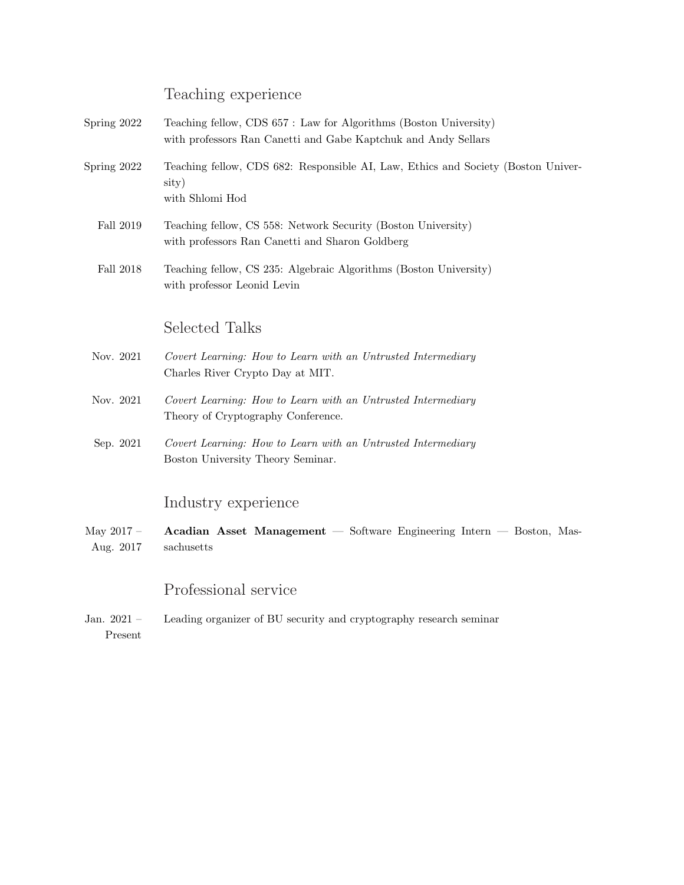## Teaching experience

Spring 2022 — Teaching fellow, CDS 657 : Law for Algorithms (Boston University)
with professors Ran Canetti and Gabe Kaptchuk and Andy Sellars

Spring 2022 — Teaching fellow, CDS 682: Responsible AI, Law, Ethics and Society (Boston University)
with Shlomi Hod

Fall 2019 — Teaching fellow, CS 558: Network Security (Boston University)
with professors Ran Canetti and Sharon Goldberg

Fall 2018 — Teaching fellow, CS 235: Algebraic Algorithms (Boston University)
with professor Leonid Levin

## Selected Talks

Nov. 2021 — *Covert Learning: How to Learn with an Untrusted Intermediary*
Charles River Crypto Day at MIT.

Nov. 2021 — *Covert Learning: How to Learn with an Untrusted Intermediary*
Theory of Cryptography Conference.

Sep. 2021 — *Covert Learning: How to Learn with an Untrusted Intermediary*
Boston University Theory Seminar.

## Industry experience

May 2017 – Aug. 2017 — **Acadian Asset Management** — Software Engineering Intern — Boston, Massachusetts

## Professional service

Jan. 2021 – Present — Leading organizer of BU security and cryptography research seminar